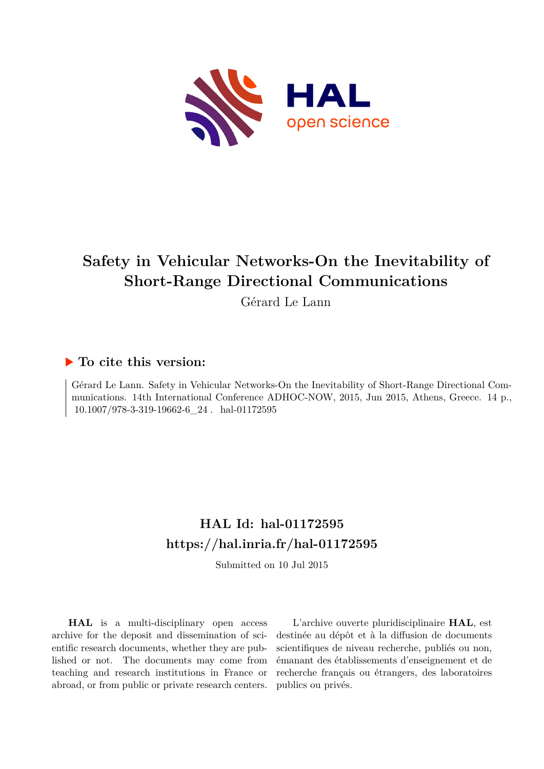# Safety in Vehicular Networks-On the Inevitability of Short-Range Directional Communications

Gérard Le Lann

## ▶ To cite this version:

Gérard Le Lann. Safety in Vehicular Networks-On the Inevitability of Short-Range Directional Communications. 14th International Conference ADHOC-NOW, 2015, Jun 2015, Athens, Greece. 14 p., 10.1007/978-3-319-19662-6_24 . hal-01172595

## HAL Id: hal-01172595

## https://hal.inria.fr/hal-01172595

Submitted on 10 Jul 2015

**HAL** is a multi-disciplinary open access archive for the deposit and dissemination of scientific research documents, whether they are published or not. The documents may come from teaching and research institutions in France or abroad, or from public or private research centers.

L'archive ouverte pluridisciplinaire **HAL**, est destinée au dépôt et à la diffusion de documents scientifiques de niveau recherche, publiés ou non, émanant des établissements d'enseignement et de recherche français ou étrangers, des laboratoires publics ou privés.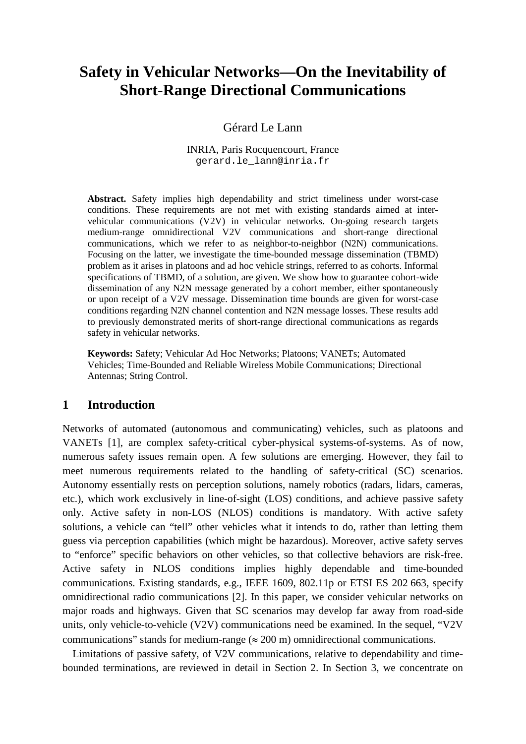# Safety in Vehicular Networks—On the Inevitability of Short-Range Directional Communications

Gérard Le Lann

INRIA, Paris Rocquencourt, France
gerard.le_lann@inria.fr

**Abstract.** Safety implies high dependability and strict timeliness under worst-case conditions. These requirements are not met with existing standards aimed at inter-vehicular communications (V2V) in vehicular networks. On-going research targets medium-range omnidirectional V2V communications and short-range directional communications, which we refer to as neighbor-to-neighbor (N2N) communications. Focusing on the latter, we investigate the time-bounded message dissemination (TBMD) problem as it arises in platoons and ad hoc vehicle strings, referred to as cohorts. Informal specifications of TBMD, of a solution, are given. We show how to guarantee cohort-wide dissemination of any N2N message generated by a cohort member, either spontaneously or upon receipt of a V2V message. Dissemination time bounds are given for worst-case conditions regarding N2N channel contention and N2N message losses. These results add to previously demonstrated merits of short-range directional communications as regards safety in vehicular networks.

**Keywords:** Safety; Vehicular Ad Hoc Networks; Platoons; VANETs; Automated Vehicles; Time-Bounded and Reliable Wireless Mobile Communications; Directional Antennas; String Control.

## 1 Introduction

Networks of automated (autonomous and communicating) vehicles, such as platoons and VANETs [1], are complex safety-critical cyber-physical systems-of-systems. As of now, numerous safety issues remain open. A few solutions are emerging. However, they fail to meet numerous requirements related to the handling of safety-critical (SC) scenarios. Autonomy essentially rests on perception solutions, namely robotics (radars, lidars, cameras, etc.), which work exclusively in line-of-sight (LOS) conditions, and achieve passive safety only. Active safety in non-LOS (NLOS) conditions is mandatory. With active safety solutions, a vehicle can "tell" other vehicles what it intends to do, rather than letting them guess via perception capabilities (which might be hazardous). Moreover, active safety serves to "enforce" specific behaviors on other vehicles, so that collective behaviors are risk-free. Active safety in NLOS conditions implies highly dependable and time-bounded communications. Existing standards, e.g., IEEE 1609, 802.11p or ETSI ES 202 663, specify omnidirectional radio communications [2]. In this paper, we consider vehicular networks on major roads and highways. Given that SC scenarios may develop far away from road-side units, only vehicle-to-vehicle (V2V) communications need be examined. In the sequel, "V2V communications" stands for medium-range ($\approx$ 200 m) omnidirectional communications.

Limitations of passive safety, of V2V communications, relative to dependability and time-bounded terminations, are reviewed in detail in Section 2. In Section 3, we concentrate on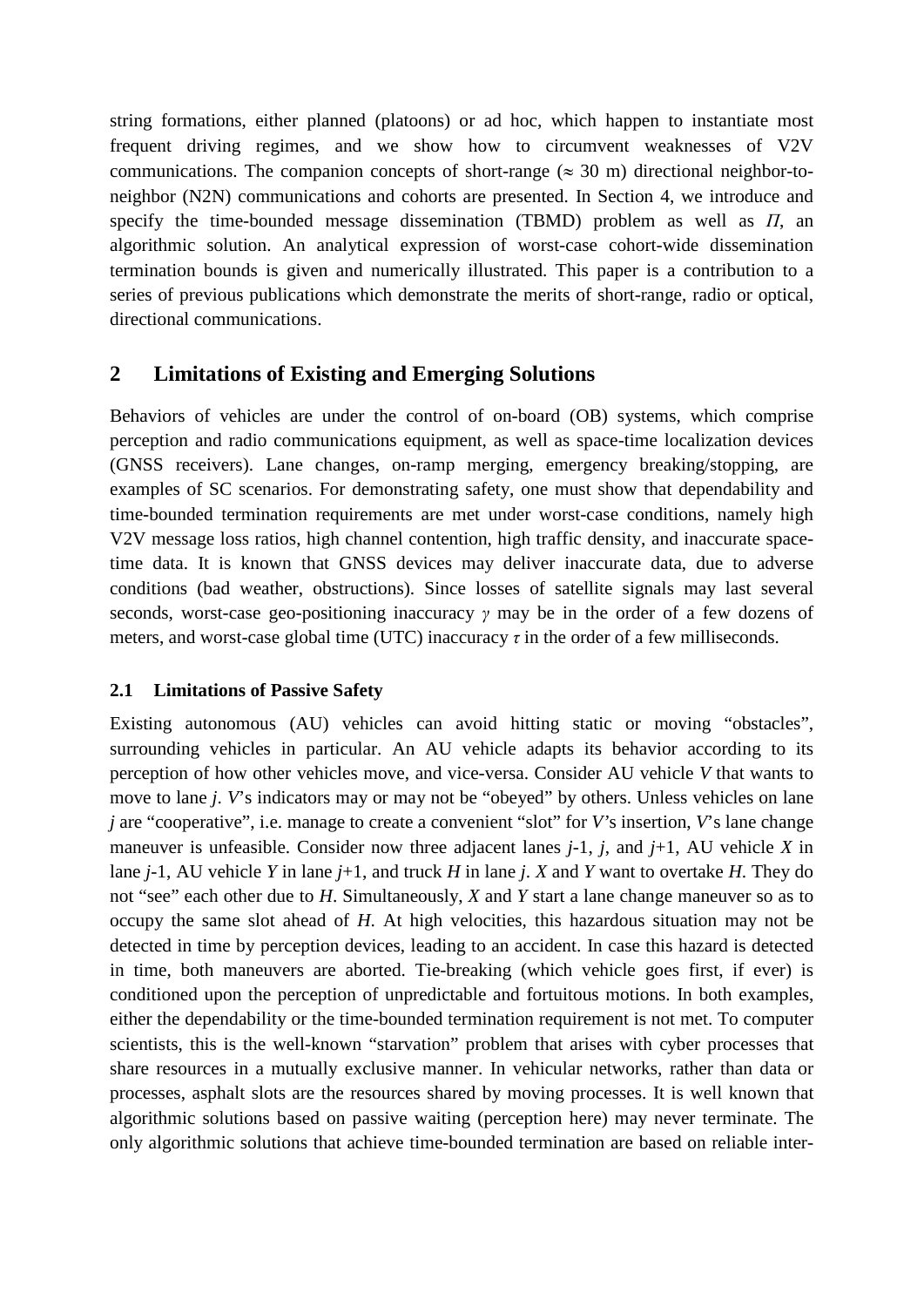string formations, either planned (platoons) or ad hoc, which happen to instantiate most frequent driving regimes, and we show how to circumvent weaknesses of V2V communications. The companion concepts of short-range ($\approx$ 30 m) directional neighbor-to-neighbor (N2N) communications and cohorts are presented. In Section 4, we introduce and specify the time-bounded message dissemination (TBMD) problem as well as $\Pi$, an algorithmic solution. An analytical expression of worst-case cohort-wide dissemination termination bounds is given and numerically illustrated. This paper is a contribution to a series of previous publications which demonstrate the merits of short-range, radio or optical, directional communications.

## 2 Limitations of Existing and Emerging Solutions

Behaviors of vehicles are under the control of on-board (OB) systems, which comprise perception and radio communications equipment, as well as space-time localization devices (GNSS receivers). Lane changes, on-ramp merging, emergency breaking/stopping, are examples of SC scenarios. For demonstrating safety, one must show that dependability and time-bounded termination requirements are met under worst-case conditions, namely high V2V message loss ratios, high channel contention, high traffic density, and inaccurate space-time data. It is known that GNSS devices may deliver inaccurate data, due to adverse conditions (bad weather, obstructions). Since losses of satellite signals may last several seconds, worst-case geo-positioning inaccuracy $\gamma$ may be in the order of a few dozens of meters, and worst-case global time (UTC) inaccuracy $\tau$ in the order of a few milliseconds.

### 2.1 Limitations of Passive Safety

Existing autonomous (AU) vehicles can avoid hitting static or moving "obstacles", surrounding vehicles in particular. An AU vehicle adapts its behavior according to its perception of how other vehicles move, and vice-versa. Consider AU vehicle $V$ that wants to move to lane $j$. $V$'s indicators may or may not be "obeyed" by others. Unless vehicles on lane $j$ are "cooperative", i.e. manage to create a convenient "slot" for $V$'s insertion, $V$'s lane change maneuver is unfeasible. Consider now three adjacent lanes $j$-1, $j$, and $j$+1, AU vehicle $X$ in lane $j$-1, AU vehicle $Y$ in lane $j$+1, and truck $H$ in lane $j$. $X$ and $Y$ want to overtake $H$. They do not "see" each other due to $H$. Simultaneously, $X$ and $Y$ start a lane change maneuver so as to occupy the same slot ahead of $H$. At high velocities, this hazardous situation may not be detected in time by perception devices, leading to an accident. In case this hazard is detected in time, both maneuvers are aborted. Tie-breaking (which vehicle goes first, if ever) is conditioned upon the perception of unpredictable and fortuitous motions. In both examples, either the dependability or the time-bounded termination requirement is not met. To computer scientists, this is the well-known "starvation" problem that arises with cyber processes that share resources in a mutually exclusive manner. In vehicular networks, rather than data or processes, asphalt slots are the resources shared by moving processes. It is well known that algorithmic solutions based on passive waiting (perception here) may never terminate. The only algorithmic solutions that achieve time-bounded termination are based on reliable inter-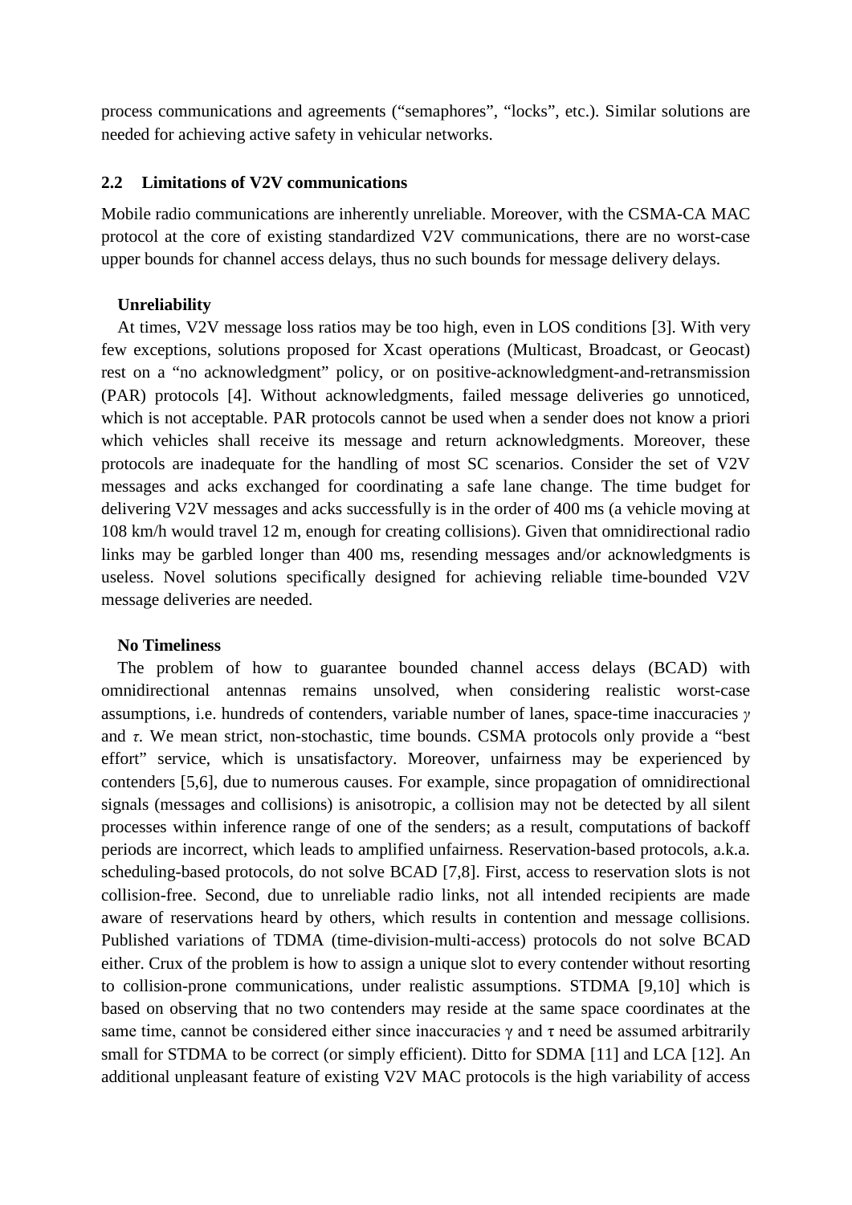process communications and agreements (“semaphores”, “locks”, etc.). Similar solutions are needed for achieving active safety in vehicular networks.

### 2.2 Limitations of V2V communications

Mobile radio communications are inherently unreliable. Moreover, with the CSMA-CA MAC protocol at the core of existing standardized V2V communications, there are no worst-case upper bounds for channel access delays, thus no such bounds for message delivery delays.

**Unreliability**

At times, V2V message loss ratios may be too high, even in LOS conditions [3]. With very few exceptions, solutions proposed for Xcast operations (Multicast, Broadcast, or Geocast) rest on a “no acknowledgment” policy, or on positive-acknowledgment-and-retransmission (PAR) protocols [4]. Without acknowledgments, failed message deliveries go unnoticed, which is not acceptable. PAR protocols cannot be used when a sender does not know a priori which vehicles shall receive its message and return acknowledgments. Moreover, these protocols are inadequate for the handling of most SC scenarios. Consider the set of V2V messages and acks exchanged for coordinating a safe lane change. The time budget for delivering V2V messages and acks successfully is in the order of 400 ms (a vehicle moving at 108 km/h would travel 12 m, enough for creating collisions). Given that omnidirectional radio links may be garbled longer than 400 ms, resending messages and/or acknowledgments is useless. Novel solutions specifically designed for achieving reliable time-bounded V2V message deliveries are needed.

**No Timeliness**

The problem of how to guarantee bounded channel access delays (BCAD) with omnidirectional antennas remains unsolved, when considering realistic worst-case assumptions, i.e. hundreds of contenders, variable number of lanes, space-time inaccuracies $\gamma$ and $\tau$. We mean strict, non-stochastic, time bounds. CSMA protocols only provide a “best effort” service, which is unsatisfactory. Moreover, unfairness may be experienced by contenders [5,6], due to numerous causes. For example, since propagation of omnidirectional signals (messages and collisions) is anisotropic, a collision may not be detected by all silent processes within inference range of one of the senders; as a result, computations of backoff periods are incorrect, which leads to amplified unfairness. Reservation-based protocols, a.k.a. scheduling-based protocols, do not solve BCAD [7,8]. First, access to reservation slots is not collision-free. Second, due to unreliable radio links, not all intended recipients are made aware of reservations heard by others, which results in contention and message collisions. Published variations of TDMA (time-division-multi-access) protocols do not solve BCAD either. Crux of the problem is how to assign a unique slot to every contender without resorting to collision-prone communications, under realistic assumptions. STDMA [9,10] which is based on observing that no two contenders may reside at the same space coordinates at the same time, cannot be considered either since inaccuracies $\gamma$ and $\tau$ need be assumed arbitrarily small for STDMA to be correct (or simply efficient). Ditto for SDMA [11] and LCA [12]. An additional unpleasant feature of existing V2V MAC protocols is the high variability of access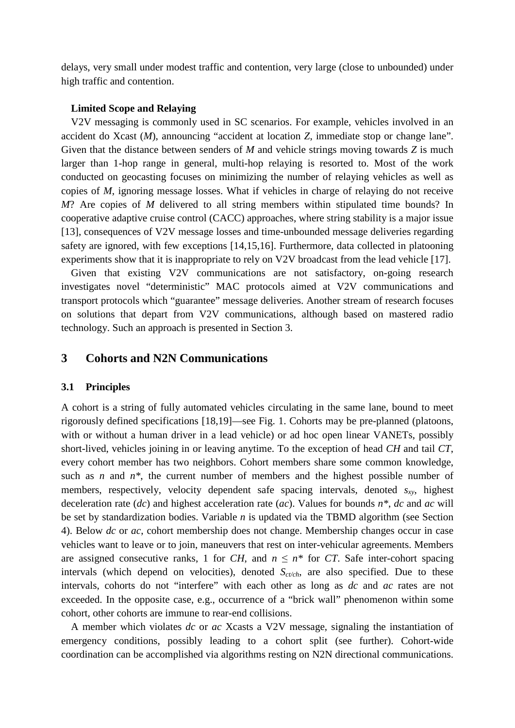delays, very small under modest traffic and contention, very large (close to unbounded) under high traffic and contention.

**Limited Scope and Relaying**

V2V messaging is commonly used in SC scenarios. For example, vehicles involved in an accident do Xcast (*M*), announcing "accident at location *Z*, immediate stop or change lane". Given that the distance between senders of *M* and vehicle strings moving towards *Z* is much larger than 1-hop range in general, multi-hop relaying is resorted to. Most of the work conducted on geocasting focuses on minimizing the number of relaying vehicles as well as copies of *M*, ignoring message losses. What if vehicles in charge of relaying do not receive *M*? Are copies of *M* delivered to all string members within stipulated time bounds? In cooperative adaptive cruise control (CACC) approaches, where string stability is a major issue [13], consequences of V2V message losses and time-unbounded message deliveries regarding safety are ignored, with few exceptions [14,15,16]. Furthermore, data collected in platooning experiments show that it is inappropriate to rely on V2V broadcast from the lead vehicle [17].

Given that existing V2V communications are not satisfactory, on-going research investigates novel "deterministic" MAC protocols aimed at V2V communications and transport protocols which "guarantee" message deliveries. Another stream of research focuses on solutions that depart from V2V communications, although based on mastered radio technology. Such an approach is presented in Section 3.

# 3 Cohorts and N2N Communications

## 3.1 Principles

A cohort is a string of fully automated vehicles circulating in the same lane, bound to meet rigorously defined specifications [18,19]—see Fig. 1. Cohorts may be pre-planned (platoons, with or without a human driver in a lead vehicle) or ad hoc open linear VANETs, possibly short-lived, vehicles joining in or leaving anytime. To the exception of head *CH* and tail *CT*, every cohort member has two neighbors. Cohort members share some common knowledge, such as $n$ and $n^*$, the current number of members and the highest possible number of members, respectively, velocity dependent safe spacing intervals, denoted $s_{xy}$, highest deceleration rate (*dc*) and highest acceleration rate (*ac*). Values for bounds $n^*$, *dc* and *ac* will be set by standardization bodies. Variable $n$ is updated via the TBMD algorithm (see Section 4). Below *dc* or *ac*, cohort membership does not change. Membership changes occur in case vehicles want to leave or to join, maneuvers that rest on inter-vehicular agreements. Members are assigned consecutive ranks, 1 for *CH*, and $n \leq n^*$ for *CT*. Safe inter-cohort spacing intervals (which depend on velocities), denoted $S_{ct/ch}$, are also specified. Due to these intervals, cohorts do not "interfere" with each other as long as *dc* and *ac* rates are not exceeded. In the opposite case, e.g., occurrence of a "brick wall" phenomenon within some cohort, other cohorts are immune to rear-end collisions.

A member which violates *dc* or *ac* Xcasts a V2V message, signaling the instantiation of emergency conditions, possibly leading to a cohort split (see further). Cohort-wide coordination can be accomplished via algorithms resting on N2N directional communications.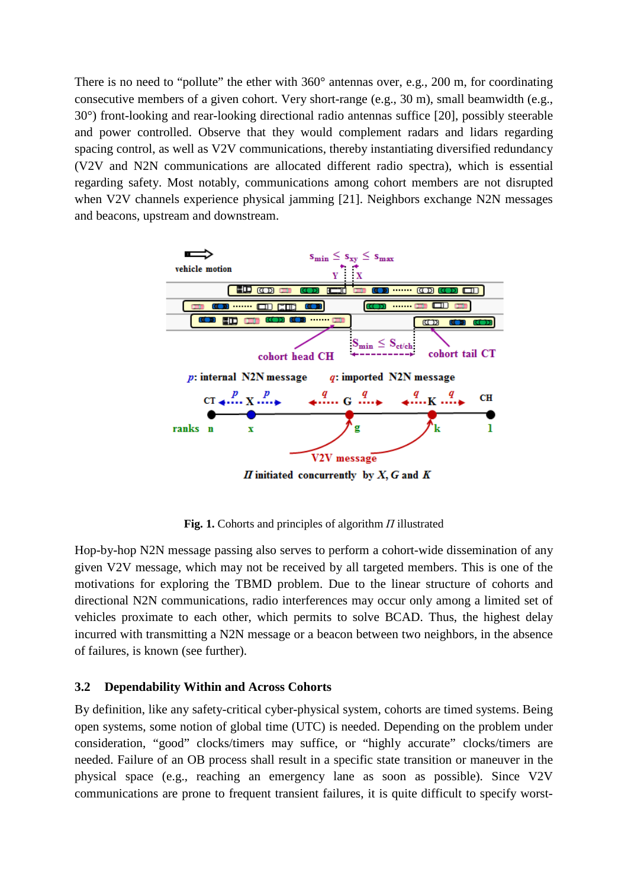There is no need to "pollute" the ether with 360° antennas over, e.g., 200 m, for coordinating consecutive members of a given cohort. Very short-range (e.g., 30 m), small beamwidth (e.g., 30°) front-looking and rear-looking directional radio antennas suffice [20], possibly steerable and power controlled. Observe that they would complement radars and lidars regarding spacing control, as well as V2V communications, thereby instantiating diversified redundancy (V2V and N2N communications are allocated different radio spectra), which is essential regarding safety. Most notably, communications among cohort members are not disrupted when V2V channels experience physical jamming [21]. Neighbors exchange N2N messages and beacons, upstream and downstream.

**Fig. 1.** Cohorts and principles of algorithm $\Pi$ illustrated

Hop-by-hop N2N message passing also serves to perform a cohort-wide dissemination of any given V2V message, which may not be received by all targeted members. This is one of the motivations for exploring the TBMD problem. Due to the linear structure of cohorts and directional N2N communications, radio interferences may occur only among a limited set of vehicles proximate to each other, which permits to solve BCAD. Thus, the highest delay incurred with transmitting a N2N message or a beacon between two neighbors, in the absence of failures, is known (see further).

### 3.2 Dependability Within and Across Cohorts

By definition, like any safety-critical cyber-physical system, cohorts are timed systems. Being open systems, some notion of global time (UTC) is needed. Depending on the problem under consideration, "good" clocks/timers may suffice, or "highly accurate" clocks/timers are needed. Failure of an OB process shall result in a specific state transition or maneuver in the physical space (e.g., reaching an emergency lane as soon as possible). Since V2V communications are prone to frequent transient failures, it is quite difficult to specify worst-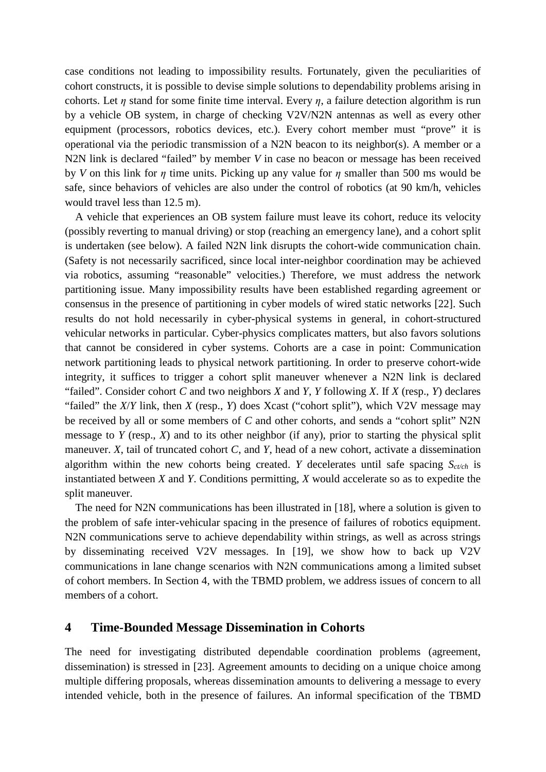case conditions not leading to impossibility results. Fortunately, given the peculiarities of cohort constructs, it is possible to devise simple solutions to dependability problems arising in cohorts. Let $\eta$ stand for some finite time interval. Every $\eta$, a failure detection algorithm is run by a vehicle OB system, in charge of checking V2V/N2N antennas as well as every other equipment (processors, robotics devices, etc.). Every cohort member must "prove" it is operational via the periodic transmission of a N2N beacon to its neighbor(s). A member or a N2N link is declared "failed" by member $V$ in case no beacon or message has been received by $V$ on this link for $\eta$ time units. Picking up any value for $\eta$ smaller than 500 ms would be safe, since behaviors of vehicles are also under the control of robotics (at 90 km/h, vehicles would travel less than 12.5 m).

A vehicle that experiences an OB system failure must leave its cohort, reduce its velocity (possibly reverting to manual driving) or stop (reaching an emergency lane), and a cohort split is undertaken (see below). A failed N2N link disrupts the cohort-wide communication chain. (Safety is not necessarily sacrificed, since local inter-neighbor coordination may be achieved via robotics, assuming "reasonable" velocities.) Therefore, we must address the network partitioning issue. Many impossibility results have been established regarding agreement or consensus in the presence of partitioning in cyber models of wired static networks [22]. Such results do not hold necessarily in cyber-physical systems in general, in cohort-structured vehicular networks in particular. Cyber-physics complicates matters, but also favors solutions that cannot be considered in cyber systems. Cohorts are a case in point: Communication network partitioning leads to physical network partitioning. In order to preserve cohort-wide integrity, it suffices to trigger a cohort split maneuver whenever a N2N link is declared "failed". Consider cohort $C$ and two neighbors $X$ and $Y$, $Y$ following $X$. If $X$ (resp., $Y$) declares "failed" the $X/Y$ link, then $X$ (resp., $Y$) does Xcast ("cohort split"), which V2V message may be received by all or some members of $C$ and other cohorts, and sends a "cohort split" N2N message to $Y$ (resp., $X$) and to its other neighbor (if any), prior to starting the physical split maneuver. $X$, tail of truncated cohort $C$, and $Y$, head of a new cohort, activate a dissemination algorithm within the new cohorts being created. $Y$ decelerates until safe spacing $S_{ct/ch}$ is instantiated between $X$ and $Y$. Conditions permitting, $X$ would accelerate so as to expedite the split maneuver.

The need for N2N communications has been illustrated in [18], where a solution is given to the problem of safe inter-vehicular spacing in the presence of failures of robotics equipment. N2N communications serve to achieve dependability within strings, as well as across strings by disseminating received V2V messages. In [19], we show how to back up V2V communications in lane change scenarios with N2N communications among a limited subset of cohort members. In Section 4, with the TBMD problem, we address issues of concern to all members of a cohort.

## 4 Time-Bounded Message Dissemination in Cohorts

The need for investigating distributed dependable coordination problems (agreement, dissemination) is stressed in [23]. Agreement amounts to deciding on a unique choice among multiple differing proposals, whereas dissemination amounts to delivering a message to every intended vehicle, both in the presence of failures. An informal specification of the TBMD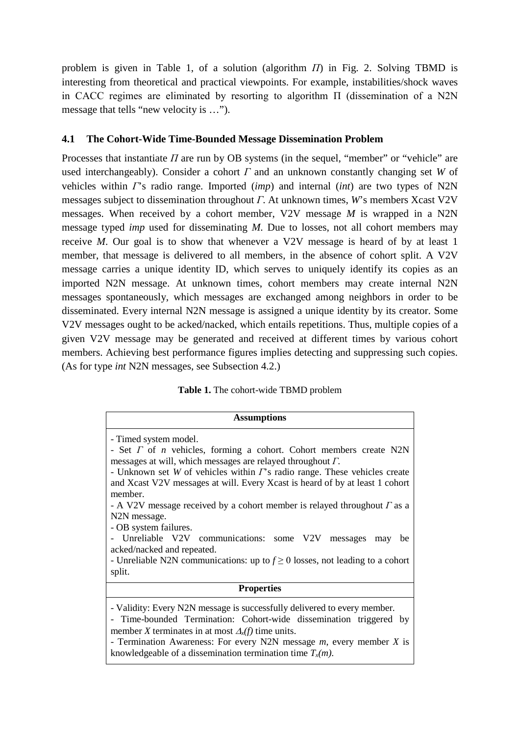problem is given in Table 1, of a solution (algorithm $\Pi$) in Fig. 2. Solving TBMD is interesting from theoretical and practical viewpoints. For example, instabilities/shock waves in CACC regimes are eliminated by resorting to algorithm Π (dissemination of a N2N message that tells "new velocity is …").

### 4.1 The Cohort-Wide Time-Bounded Message Dissemination Problem

Processes that instantiate $\Pi$ are run by OB systems (in the sequel, "member" or "vehicle" are used interchangeably). Consider a cohort $\Gamma$ and an unknown constantly changing set $W$ of vehicles within $\Gamma$'s radio range. Imported (*imp*) and internal (*int*) are two types of N2N messages subject to dissemination throughout $\Gamma$. At unknown times, $W$'s members Xcast V2V messages. When received by a cohort member, V2V message $M$ is wrapped in a N2N message typed *imp* used for disseminating $M$. Due to losses, not all cohort members may receive $M$. Our goal is to show that whenever a V2V message is heard of by at least 1 member, that message is delivered to all members, in the absence of cohort split. A V2V message carries a unique identity ID, which serves to uniquely identify its copies as an imported N2N message. At unknown times, cohort members may create internal N2N messages spontaneously, which messages are exchanged among neighbors in order to be disseminated. Every internal N2N message is assigned a unique identity by its creator. Some V2V messages ought to be acked/nacked, which entails repetitions. Thus, multiple copies of a given V2V message may be generated and received at different times by various cohort members. Achieving best performance figures implies detecting and suppressing such copies. (As for type *int* N2N messages, see Subsection 4.2.)

**Table 1.** The cohort-wide TBMD problem

| **Assumptions** |
|---|
| - Timed system model.<br>- Set $\Gamma$ of $n$ vehicles, forming a cohort. Cohort members create N2N messages at will, which messages are relayed throughout $\Gamma$.<br>- Unknown set $W$ of vehicles within $\Gamma$'s radio range. These vehicles create and Xcast V2V messages at will. Every Xcast is heard of by at least 1 cohort member.<br>- A V2V message received by a cohort member is relayed throughout $\Gamma$ as a N2N message.<br>- OB system failures.<br>- Unreliable V2V communications: some V2V messages may be acked/nacked and repeated.<br>- Unreliable N2N communications: up to $f \geq 0$ losses, not leading to a cohort split. |
| **Properties** |
| - Validity: Every N2N message is successfully delivered to every member.<br>- Time-bounded Termination: Cohort-wide dissemination triggered by member $X$ terminates in at most $\Delta_x(f)$ time units.<br>- Termination Awareness: For every N2N message $m$, every member $X$ is knowledgeable of a dissemination termination time $T_x(m)$. |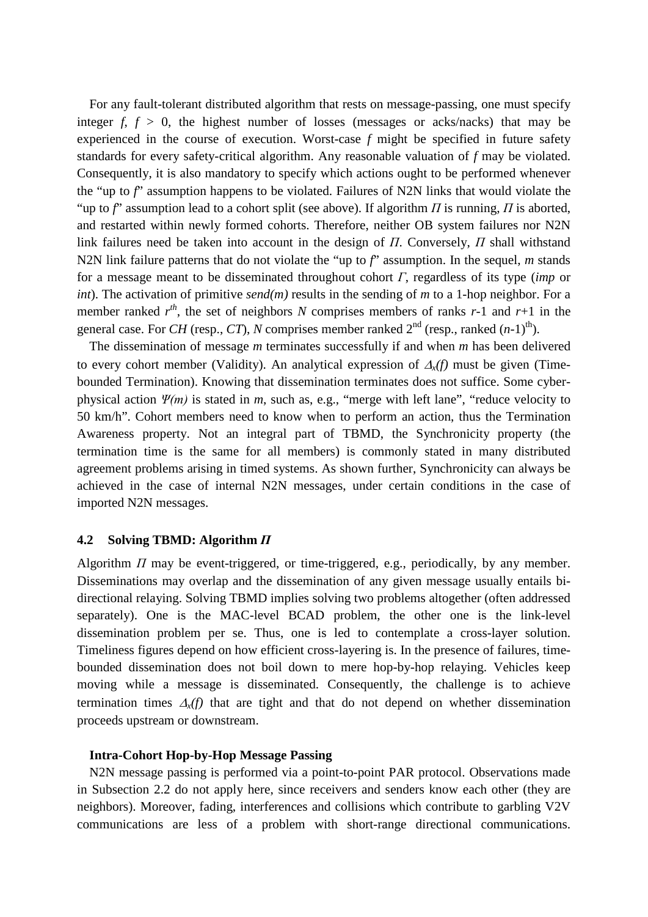For any fault-tolerant distributed algorithm that rests on message-passing, one must specify integer $f$, $f > 0$, the highest number of losses (messages or acks/nacks) that may be experienced in the course of execution. Worst-case $f$ might be specified in future safety standards for every safety-critical algorithm. Any reasonable valuation of $f$ may be violated. Consequently, it is also mandatory to specify which actions ought to be performed whenever the "up to $f$" assumption happens to be violated. Failures of N2N links that would violate the "up to $f$" assumption lead to a cohort split (see above). If algorithm $\Pi$ is running, $\Pi$ is aborted, and restarted within newly formed cohorts. Therefore, neither OB system failures nor N2N link failures need be taken into account in the design of $\Pi$. Conversely, $\Pi$ shall withstand N2N link failure patterns that do not violate the "up to $f$" assumption. In the sequel, $m$ stands for a message meant to be disseminated throughout cohort $\Gamma$, regardless of its type (*imp* or *int*). The activation of primitive *send(m)* results in the sending of $m$ to a 1-hop neighbor. For a member ranked $r^{th}$, the set of neighbors $N$ comprises members of ranks $r$-1 and $r$+1 in the general case. For *CH* (resp., *CT*), $N$ comprises member ranked $2^{nd}$ (resp., ranked $(n\text{-}1)^{th}$).

The dissemination of message $m$ terminates successfully if and when $m$ has been delivered to every cohort member (Validity). An analytical expression of $\Delta_x(f)$ must be given (Time-bounded Termination). Knowing that dissemination terminates does not suffice. Some cyber-physical action $\Psi(m)$ is stated in $m$, such as, e.g., "merge with left lane", "reduce velocity to 50 km/h". Cohort members need to know when to perform an action, thus the Termination Awareness property. Not an integral part of TBMD, the Synchronicity property (the termination time is the same for all members) is commonly stated in many distributed agreement problems arising in timed systems. As shown further, Synchronicity can always be achieved in the case of internal N2N messages, under certain conditions in the case of imported N2N messages.

### 4.2 Solving TBMD: Algorithm $\Pi$

Algorithm $\Pi$ may be event-triggered, or time-triggered, e.g., periodically, by any member. Disseminations may overlap and the dissemination of any given message usually entails bi-directional relaying. Solving TBMD implies solving two problems altogether (often addressed separately). One is the MAC-level BCAD problem, the other one is the link-level dissemination problem per se. Thus, one is led to contemplate a cross-layer solution. Timeliness figures depend on how efficient cross-layering is. In the presence of failures, time-bounded dissemination does not boil down to mere hop-by-hop relaying. Vehicles keep moving while a message is disseminated. Consequently, the challenge is to achieve termination times $\Delta_x(f)$ that are tight and that do not depend on whether dissemination proceeds upstream or downstream.

**Intra-Cohort Hop-by-Hop Message Passing**

N2N message passing is performed via a point-to-point PAR protocol. Observations made in Subsection 2.2 do not apply here, since receivers and senders know each other (they are neighbors). Moreover, fading, interferences and collisions which contribute to garbling V2V communications are less of a problem with short-range directional communications.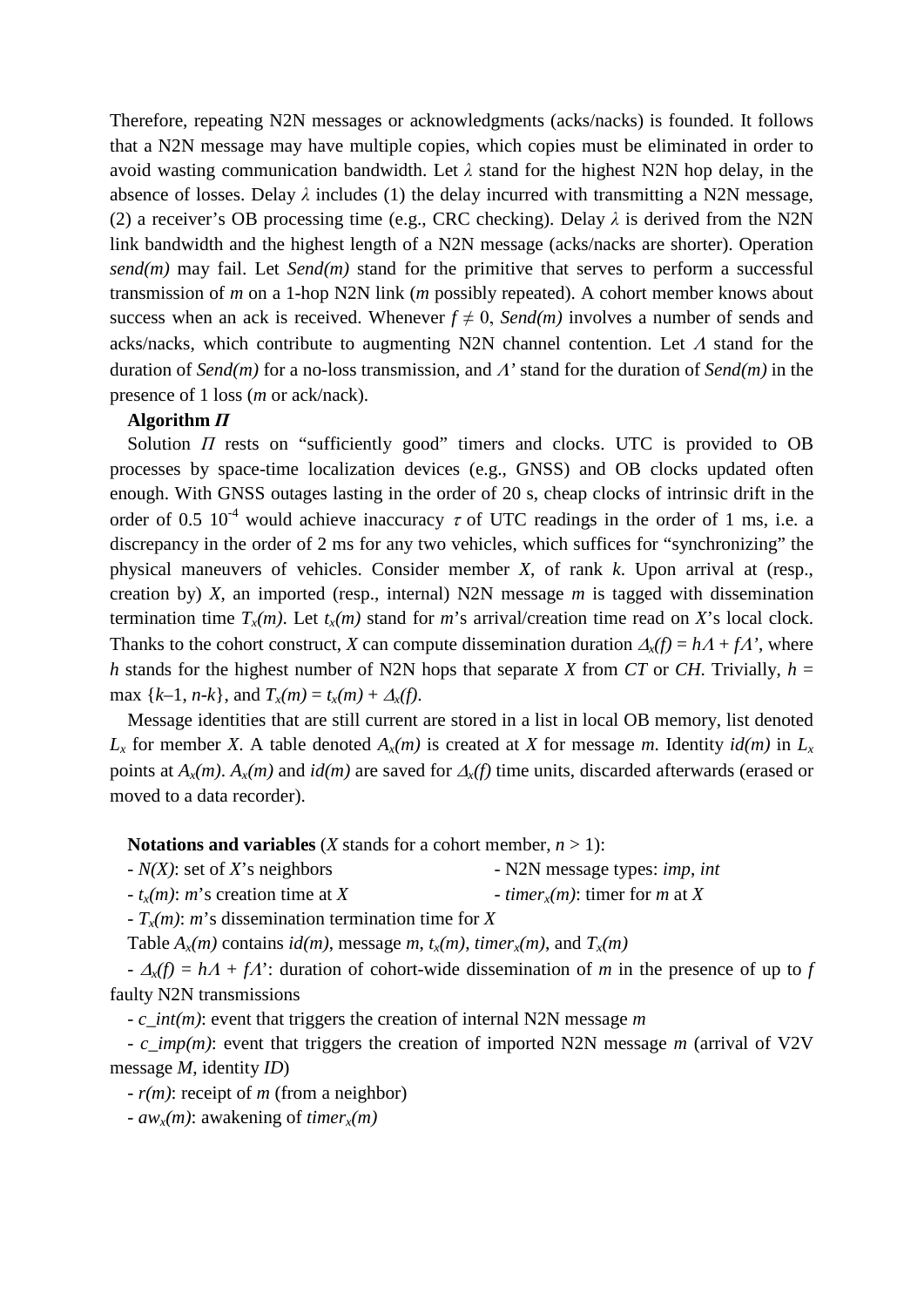Therefore, repeating N2N messages or acknowledgments (acks/nacks) is founded. It follows that a N2N message may have multiple copies, which copies must be eliminated in order to avoid wasting communication bandwidth. Let $\lambda$ stand for the highest N2N hop delay, in the absence of losses. Delay $\lambda$ includes (1) the delay incurred with transmitting a N2N message, (2) a receiver's OB processing time (e.g., CRC checking). Delay $\lambda$ is derived from the N2N link bandwidth and the highest length of a N2N message (acks/nacks are shorter). Operation *send(m)* may fail. Let *Send(m)* stand for the primitive that serves to perform a successful transmission of *m* on a 1-hop N2N link (*m* possibly repeated). A cohort member knows about success when an ack is received. Whenever $f \neq 0$, *Send(m)* involves a number of sends and acks/nacks, which contribute to augmenting N2N channel contention. Let $\Lambda$ stand for the duration of *Send(m)* for a no-loss transmission, and $\Lambda$' stand for the duration of *Send(m)* in the presence of 1 loss (*m* or ack/nack).

**Algorithm $\Pi$**

Solution $\Pi$ rests on "sufficiently good" timers and clocks. UTC is provided to OB processes by space-time localization devices (e.g., GNSS) and OB clocks updated often enough. With GNSS outages lasting in the order of 20 s, cheap clocks of intrinsic drift in the order of 0.5 $10^{-4}$ would achieve inaccuracy $\tau$ of UTC readings in the order of 1 ms, i.e. a discrepancy in the order of 2 ms for any two vehicles, which suffices for "synchronizing" the physical maneuvers of vehicles. Consider member *X*, of rank *k*. Upon arrival at (resp., creation by) *X*, an imported (resp., internal) N2N message *m* is tagged with dissemination termination time $T_x(m)$. Let $t_x(m)$ stand for *m*'s arrival/creation time read on *X*'s local clock. Thanks to the cohort construct, *X* can compute dissemination duration $\Delta_x(f) = h\Lambda + f\Lambda'$, where *h* stands for the highest number of N2N hops that separate *X* from *CT* or *CH*. Trivially, $h = \max\{k-1, n-k\}$, and $T_x(m) = t_x(m) + \Delta_x(f)$.

Message identities that are still current are stored in a list in local OB memory, list denoted $L_x$ for member *X*. A table denoted $A_x(m)$ is created at *X* for message *m*. Identity *id(m)* in $L_x$ points at $A_x(m)$. $A_x(m)$ and *id(m)* are saved for $\Delta_x(f)$ time units, discarded afterwards (erased or moved to a data recorder).

**Notations and variables** (*X* stands for a cohort member, $n > 1$):

- *N(X)*: set of *X*'s neighbors
- N2N message types: *imp*, *int*
- $t_x(m)$: *m*'s creation time at *X*
- $timer_x(m)$: timer for *m* at *X*
- $T_x(m)$: *m*'s dissemination termination time for *X*

Table $A_x(m)$ contains *id(m)*, message *m*, $t_x(m)$, $timer_x(m)$, and $T_x(m)$

- $\Delta_x(f) = h\Lambda + f\Lambda$': duration of cohort-wide dissemination of *m* in the presence of up to *f* faulty N2N transmissions
- *c_int(m)*: event that triggers the creation of internal N2N message *m*
- *c_imp(m)*: event that triggers the creation of imported N2N message *m* (arrival of V2V message *M*, identity *ID*)
- *r(m)*: receipt of *m* (from a neighbor)
- $aw_x(m)$: awakening of $timer_x(m)$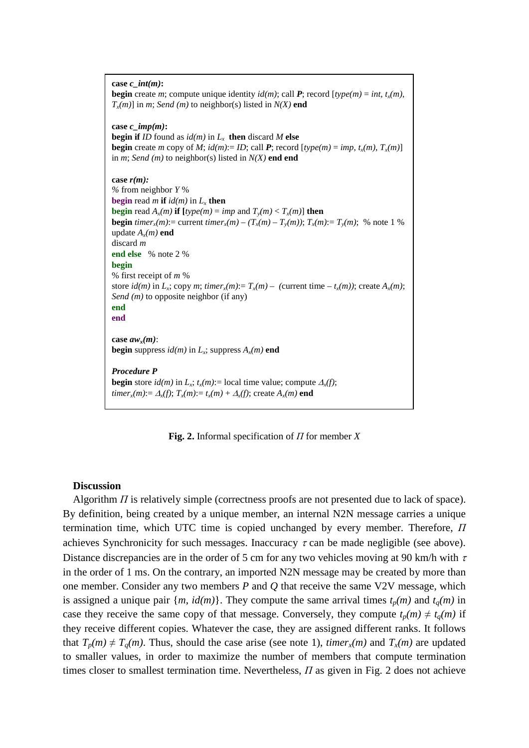```
case c_int(m):
begin create m; compute unique identity id(m); call P; record [type(m) = int, t_x(m),
T_x(m)] in m; Send (m) to neighbor(s) listed in N(X) end

case c_imp(m):
begin if ID found as id(m) in L_x then discard M else
begin create m copy of M; id(m):= ID; call P; record [type(m) = imp, t_x(m), T_x(m)]
in m; Send (m) to neighbor(s) listed in N(X) end end

case r(m):
% from neighbor Y %
begin read m if id(m) in L_x then
begin read A_x(m) if [type(m) = imp and T_y(m) < T_x(m)] then
begin timer_x(m):= current timer_x(m) – (T_x(m) – T_y(m)); T_x(m):= T_y(m);  % note 1 %
update A_x(m) end
discard m
end else   % note 2 %
begin
% first receipt of m %
store id(m) in L_x; copy m; timer_x(m):= T_x(m) – (current time – t_x(m)); create A_x(m);
Send (m) to opposite neighbor (if any)
end
end

case aw_x(m):
begin suppress id(m) in L_x; suppress A_x(m) end

Procedure P
begin store id(m) in L_x; t_x(m):= local time value; compute Δ_x(f);
timer_x(m):= Δ_x(f); T_x(m):= t_x(m) + Δ_x(f); create A_x(m) end
```

**Fig. 2.** Informal specification of $\Pi$ for member $X$

**Discussion**

Algorithm $\Pi$ is relatively simple (correctness proofs are not presented due to lack of space). By definition, being created by a unique member, an internal N2N message carries a unique termination time, which UTC time is copied unchanged by every member. Therefore, $\Pi$ achieves Synchronicity for such messages. Inaccuracy $\tau$ can be made negligible (see above). Distance discrepancies are in the order of 5 cm for any two vehicles moving at 90 km/h with $\tau$ in the order of 1 ms. On the contrary, an imported N2N message may be created by more than one member. Consider any two members $P$ and $Q$ that receive the same V2V message, which is assigned a unique pair $\{m, id(m)\}$. They compute the same arrival times $t_p(m)$ and $t_q(m)$ in case they receive the same copy of that message. Conversely, they compute $t_p(m) \neq t_q(m)$ if they receive different copies. Whatever the case, they are assigned different ranks. It follows that $T_p(m) \neq T_q(m)$. Thus, should the case arise (see note 1), $timer_x(m)$ and $T_x(m)$ are updated to smaller values, in order to maximize the number of members that compute termination times closer to smallest termination time. Nevertheless, $\Pi$ as given in Fig. 2 does not achieve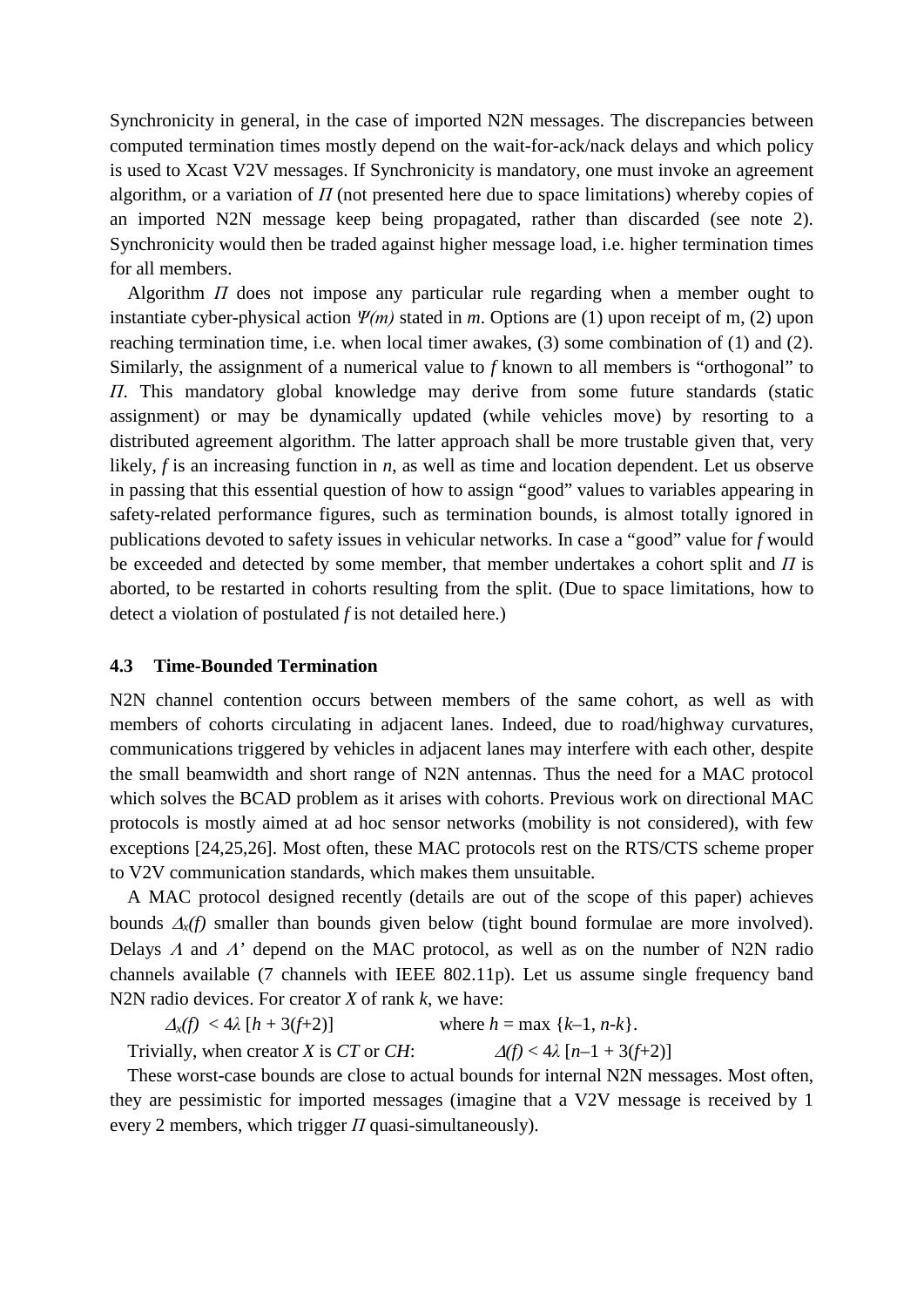Synchronicity in general, in the case of imported N2N messages. The discrepancies between computed termination times mostly depend on the wait-for-ack/nack delays and which policy is used to Xcast V2V messages. If Synchronicity is mandatory, one must invoke an agreement algorithm, or a variation of $\Pi$ (not presented here due to space limitations) whereby copies of an imported N2N message keep being propagated, rather than discarded (see note 2). Synchronicity would then be traded against higher message load, i.e. higher termination times for all members.

Algorithm $\Pi$ does not impose any particular rule regarding when a member ought to instantiate cyber-physical action $\Psi(m)$ stated in *m*. Options are (1) upon receipt of m, (2) upon reaching termination time, i.e. when local timer awakes, (3) some combination of (1) and (2). Similarly, the assignment of a numerical value to *f* known to all members is "orthogonal" to $\Pi$. This mandatory global knowledge may derive from some future standards (static assignment) or may be dynamically updated (while vehicles move) by resorting to a distributed agreement algorithm. The latter approach shall be more trustable given that, very likely, *f* is an increasing function in *n*, as well as time and location dependent. Let us observe in passing that this essential question of how to assign "good" values to variables appearing in safety-related performance figures, such as termination bounds, is almost totally ignored in publications devoted to safety issues in vehicular networks. In case a "good" value for *f* would be exceeded and detected by some member, that member undertakes a cohort split and $\Pi$ is aborted, to be restarted in cohorts resulting from the split. (Due to space limitations, how to detect a violation of postulated *f* is not detailed here.)

### 4.3 Time-Bounded Termination

N2N channel contention occurs between members of the same cohort, as well as with members of cohorts circulating in adjacent lanes. Indeed, due to road/highway curvatures, communications triggered by vehicles in adjacent lanes may interfere with each other, despite the small beamwidth and short range of N2N antennas. Thus the need for a MAC protocol which solves the BCAD problem as it arises with cohorts. Previous work on directional MAC protocols is mostly aimed at ad hoc sensor networks (mobility is not considered), with few exceptions [24,25,26]. Most often, these MAC protocols rest on the RTS/CTS scheme proper to V2V communication standards, which makes them unsuitable.

A MAC protocol designed recently (details are out of the scope of this paper) achieves bounds $\Delta_x(f)$ smaller than bounds given below (tight bound formulae are more involved). Delays $\Lambda$ and $\Lambda'$ depend on the MAC protocol, as well as on the number of N2N radio channels available (7 channels with IEEE 802.11p). Let us assume single frequency band N2N radio devices. For creator *X* of rank *k*, we have:

$$\Delta_x(f) < 4\lambda\,[h + 3(f+2)] \qquad \text{where } h = \max\{k-1, n-k\}.$$

Trivially, when creator *X* is *CT* or *CH*: $\Delta(f) < 4\lambda\,[n-1 + 3(f+2)]$

These worst-case bounds are close to actual bounds for internal N2N messages. Most often, they are pessimistic for imported messages (imagine that a V2V message is received by 1 every 2 members, which trigger $\Pi$ quasi-simultaneously).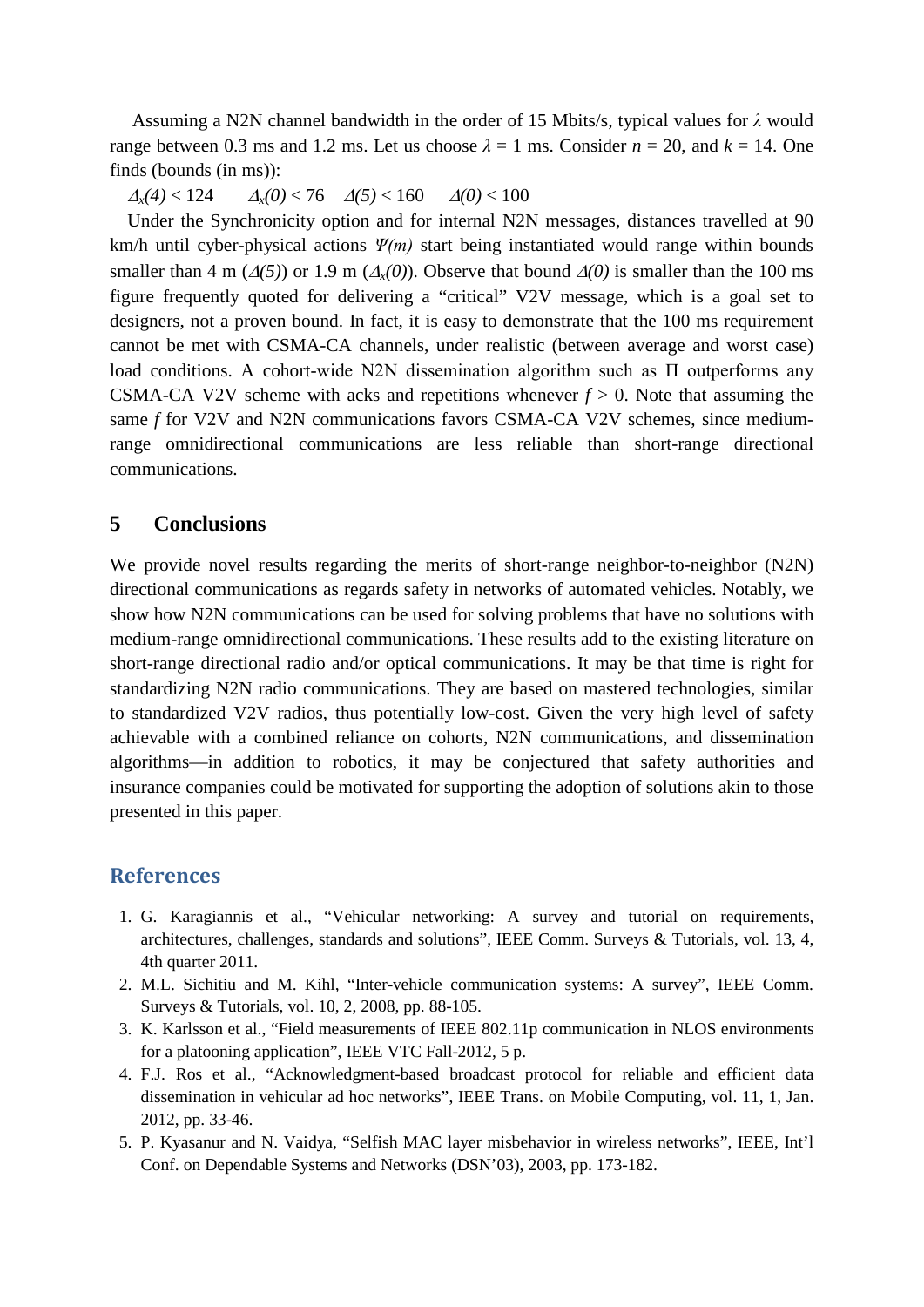Assuming a N2N channel bandwidth in the order of 15 Mbits/s, typical values for $\lambda$ would range between 0.3 ms and 1.2 ms. Let us choose $\lambda$ = 1 ms. Consider $n$ = 20, and $k$ = 14. One finds (bounds (in ms)):

$\Delta_x(4) < 124$ $\quad\Delta_x(0) < 76$ $\quad\Delta(5) < 160$ $\quad\Delta(0) < 100$

Under the Synchronicity option and for internal N2N messages, distances travelled at 90 km/h until cyber-physical actions $\Psi(m)$ start being instantiated would range within bounds smaller than 4 m ($\Delta(5)$) or 1.9 m ($\Delta_x(0)$). Observe that bound $\Delta(0)$ is smaller than the 100 ms figure frequently quoted for delivering a "critical" V2V message, which is a goal set to designers, not a proven bound. In fact, it is easy to demonstrate that the 100 ms requirement cannot be met with CSMA-CA channels, under realistic (between average and worst case) load conditions. A cohort-wide N2N dissemination algorithm such as Π outperforms any CSMA-CA V2V scheme with acks and repetitions whenever $f > 0$. Note that assuming the same $f$ for V2V and N2N communications favors CSMA-CA V2V schemes, since medium-range omnidirectional communications are less reliable than short-range directional communications.

## 5 Conclusions

We provide novel results regarding the merits of short-range neighbor-to-neighbor (N2N) directional communications as regards safety in networks of automated vehicles. Notably, we show how N2N communications can be used for solving problems that have no solutions with medium-range omnidirectional communications. These results add to the existing literature on short-range directional radio and/or optical communications. It may be that time is right for standardizing N2N radio communications. They are based on mastered technologies, similar to standardized V2V radios, thus potentially low-cost. Given the very high level of safety achievable with a combined reliance on cohorts, N2N communications, and dissemination algorithms—in addition to robotics, it may be conjectured that safety authorities and insurance companies could be motivated for supporting the adoption of solutions akin to those presented in this paper.

## References

1. G. Karagiannis et al., "Vehicular networking: A survey and tutorial on requirements, architectures, challenges, standards and solutions", IEEE Comm. Surveys & Tutorials, vol. 13, 4, 4th quarter 2011.
2. M.L. Sichitiu and M. Kihl, "Inter-vehicle communication systems: A survey", IEEE Comm. Surveys & Tutorials, vol. 10, 2, 2008, pp. 88-105.
3. K. Karlsson et al., "Field measurements of IEEE 802.11p communication in NLOS environments for a platooning application", IEEE VTC Fall-2012, 5 p.
4. F.J. Ros et al., "Acknowledgment-based broadcast protocol for reliable and efficient data dissemination in vehicular ad hoc networks", IEEE Trans. on Mobile Computing, vol. 11, 1, Jan. 2012, pp. 33-46.
5. P. Kyasanur and N. Vaidya, "Selfish MAC layer misbehavior in wireless networks", IEEE, Int'l Conf. on Dependable Systems and Networks (DSN'03), 2003, pp. 173-182.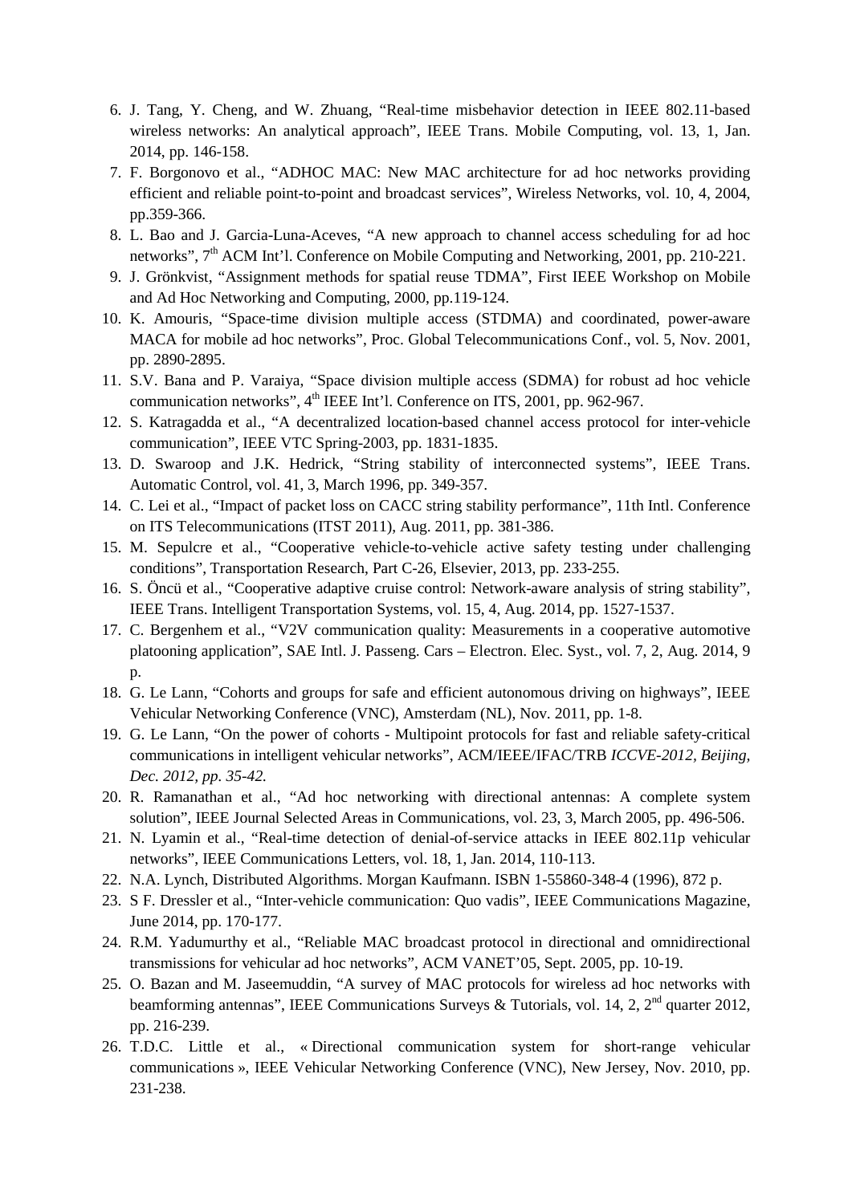6. J. Tang, Y. Cheng, and W. Zhuang, “Real-time misbehavior detection in IEEE 802.11-based wireless networks: An analytical approach”, IEEE Trans. Mobile Computing, vol. 13, 1, Jan. 2014, pp. 146-158.
7. F. Borgonovo et al., “ADHOC MAC: New MAC architecture for ad hoc networks providing efficient and reliable point-to-point and broadcast services”, Wireless Networks, vol. 10, 4, 2004, pp.359-366.
8. L. Bao and J. Garcia-Luna-Aceves, “A new approach to channel access scheduling for ad hoc networks”, 7th ACM Int’l. Conference on Mobile Computing and Networking, 2001, pp. 210-221.
9. J. Grönkvist, “Assignment methods for spatial reuse TDMA”, First IEEE Workshop on Mobile and Ad Hoc Networking and Computing, 2000, pp.119-124.
10. K. Amouris, “Space-time division multiple access (STDMA) and coordinated, power-aware MACA for mobile ad hoc networks”, Proc. Global Telecommunications Conf., vol. 5, Nov. 2001, pp. 2890-2895.
11. S.V. Bana and P. Varaiya, “Space division multiple access (SDMA) for robust ad hoc vehicle communication networks”, 4th IEEE Int’l. Conference on ITS, 2001, pp. 962-967.
12. S. Katragadda et al., “A decentralized location-based channel access protocol for inter-vehicle communication”, IEEE VTC Spring-2003, pp. 1831-1835.
13. D. Swaroop and J.K. Hedrick, “String stability of interconnected systems”, IEEE Trans. Automatic Control, vol. 41, 3, March 1996, pp. 349-357.
14. C. Lei et al., “Impact of packet loss on CACC string stability performance”, 11th Intl. Conference on ITS Telecommunications (ITST 2011), Aug. 2011, pp. 381-386.
15. M. Sepulcre et al., “Cooperative vehicle-to-vehicle active safety testing under challenging conditions”, Transportation Research, Part C-26, Elsevier, 2013, pp. 233-255.
16. S. Öncü et al., “Cooperative adaptive cruise control: Network-aware analysis of string stability”, IEEE Trans. Intelligent Transportation Systems, vol. 15, 4, Aug. 2014, pp. 1527-1537.
17. C. Bergenhem et al., “V2V communication quality: Measurements in a cooperative automotive platooning application”, SAE Intl. J. Passeng. Cars – Electron. Elec. Syst., vol. 7, 2, Aug. 2014, 9 p.
18. G. Le Lann, “Cohorts and groups for safe and efficient autonomous driving on highways”, IEEE Vehicular Networking Conference (VNC), Amsterdam (NL), Nov. 2011, pp. 1-8.
19. G. Le Lann, “On the power of cohorts - Multipoint protocols for fast and reliable safety-critical communications in intelligent vehicular networks”, ACM/IEEE/IFAC/TRB *ICCVE-2012, Beijing, Dec. 2012, pp. 35-42.*
20. R. Ramanathan et al., “Ad hoc networking with directional antennas: A complete system solution”, IEEE Journal Selected Areas in Communications, vol. 23, 3, March 2005, pp. 496-506.
21. N. Lyamin et al., “Real-time detection of denial-of-service attacks in IEEE 802.11p vehicular networks”, IEEE Communications Letters, vol. 18, 1, Jan. 2014, 110-113.
22. N.A. Lynch, Distributed Algorithms. Morgan Kaufmann. ISBN 1-55860-348-4 (1996), 872 p.
23. S F. Dressler et al., “Inter-vehicle communication: Quo vadis”, IEEE Communications Magazine, June 2014, pp. 170-177.
24. R.M. Yadumurthy et al., “Reliable MAC broadcast protocol in directional and omnidirectional transmissions for vehicular ad hoc networks”, ACM VANET’05, Sept. 2005, pp. 10-19.
25. O. Bazan and M. Jaseemuddin, “A survey of MAC protocols for wireless ad hoc networks with beamforming antennas”, IEEE Communications Surveys & Tutorials, vol. 14, 2, 2nd quarter 2012, pp. 216-239.
26. T.D.C. Little et al., « Directional communication system for short-range vehicular communications », IEEE Vehicular Networking Conference (VNC), New Jersey, Nov. 2010, pp. 231-238.